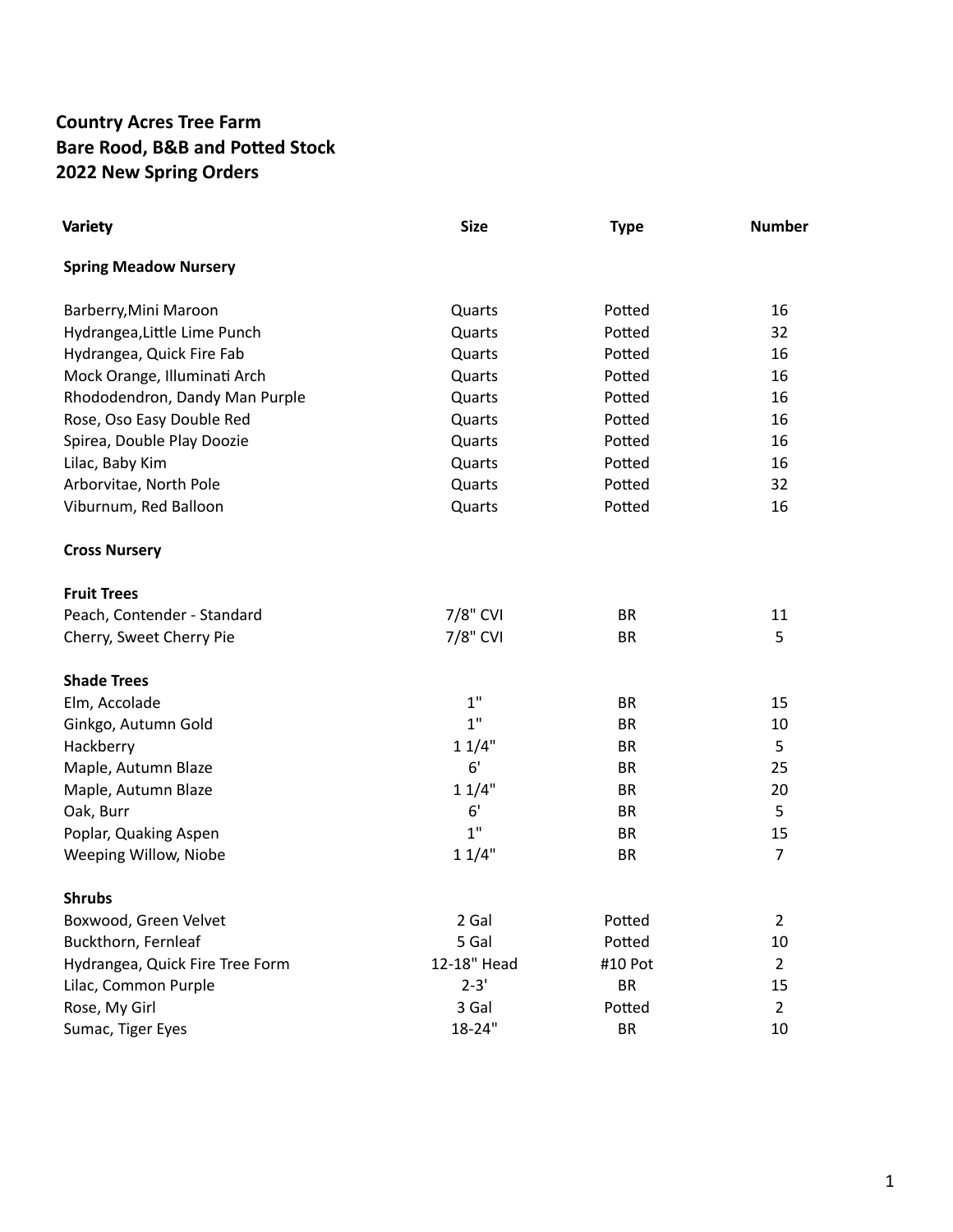**Country Acres Tree Farm**
**Bare Rood, B&B and Potted Stock**
**2022 New Spring Orders**

| Variety | Size | Type | Number |
|---|---|---|---|
| **Spring Meadow Nursery** | | | |
| Barberry,Mini Maroon | Quarts | Potted | 16 |
| Hydrangea,Little Lime Punch | Quarts | Potted | 32 |
| Hydrangea, Quick Fire Fab | Quarts | Potted | 16 |
| Mock Orange, Illuminati Arch | Quarts | Potted | 16 |
| Rhododendron, Dandy Man Purple | Quarts | Potted | 16 |
| Rose, Oso Easy Double Red | Quarts | Potted | 16 |
| Spirea, Double Play Doozie | Quarts | Potted | 16 |
| Lilac, Baby Kim | Quarts | Potted | 16 |
| Arborvitae, North Pole | Quarts | Potted | 32 |
| Viburnum, Red Balloon | Quarts | Potted | 16 |
| **Cross Nursery** | | | |
| **Fruit Trees** | | | |
| Peach, Contender - Standard | 7/8" CVI | BR | 11 |
| Cherry, Sweet Cherry Pie | 7/8" CVI | BR | 5 |
| **Shade Trees** | | | |
| Elm, Accolade | 1" | BR | 15 |
| Ginkgo, Autumn Gold | 1" | BR | 10 |
| Hackberry | 1 1/4" | BR | 5 |
| Maple, Autumn Blaze | 6' | BR | 25 |
| Maple, Autumn Blaze | 1 1/4" | BR | 20 |
| Oak, Burr | 6' | BR | 5 |
| Poplar, Quaking Aspen | 1" | BR | 15 |
| Weeping Willow, Niobe | 1 1/4" | BR | 7 |
| **Shrubs** | | | |
| Boxwood, Green Velvet | 2 Gal | Potted | 2 |
| Buckthorn, Fernleaf | 5 Gal | Potted | 10 |
| Hydrangea, Quick Fire Tree Form | 12-18" Head | #10 Pot | 2 |
| Lilac, Common Purple | 2-3' | BR | 15 |
| Rose, My Girl | 3 Gal | Potted | 2 |
| Sumac, Tiger Eyes | 18-24" | BR | 10 |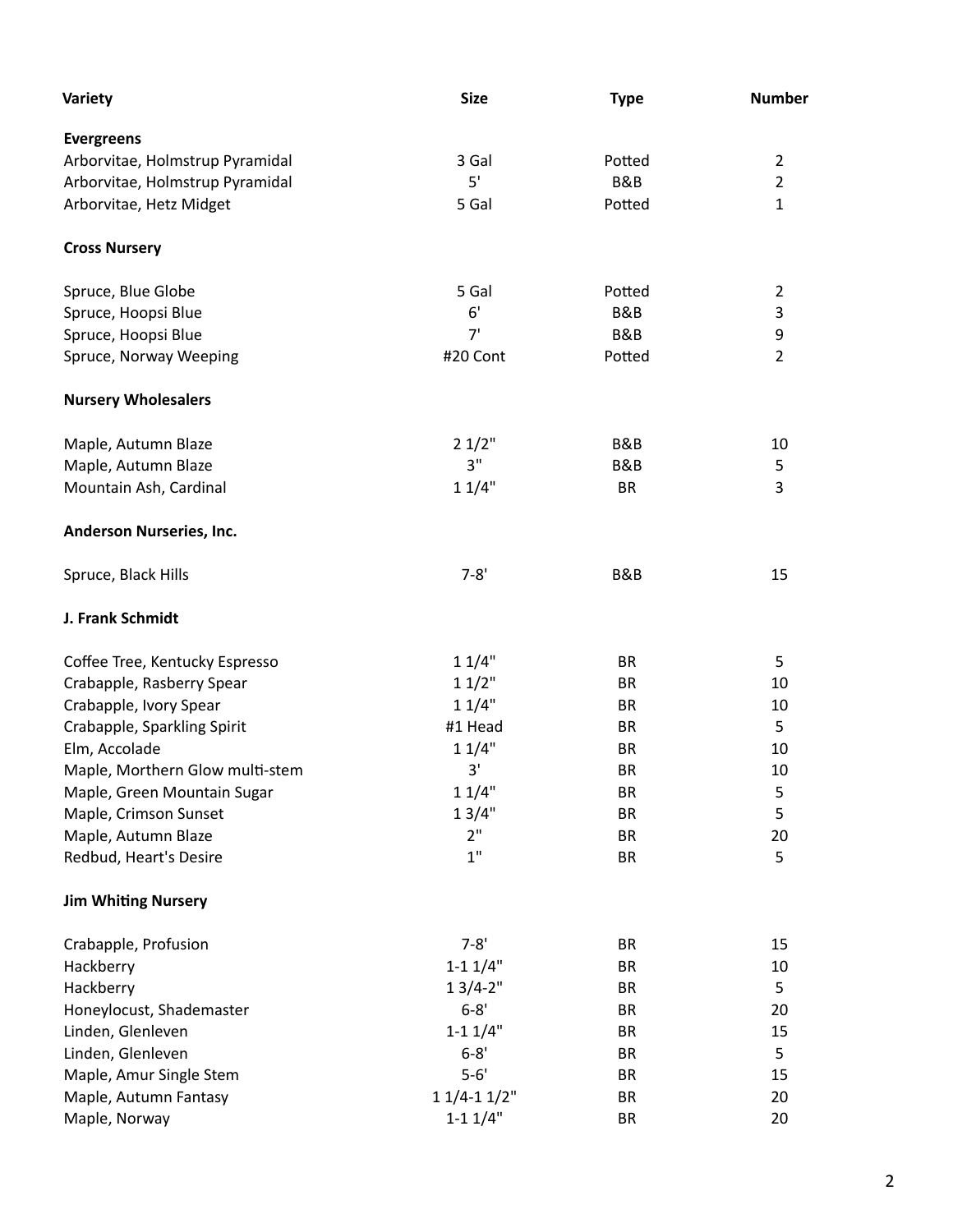| Variety | Size | Type | Number |
|---|---|---|---|
| **Evergreens** | | | |
| Arborvitae, Holmstrup Pyramidal | 3 Gal | Potted | 2 |
| Arborvitae, Holmstrup Pyramidal | 5' | B&B | 2 |
| Arborvitae, Hetz Midget | 5 Gal | Potted | 1 |
| **Cross Nursery** | | | |
| Spruce, Blue Globe | 5 Gal | Potted | 2 |
| Spruce, Hoopsi Blue | 6' | B&B | 3 |
| Spruce, Hoopsi Blue | 7' | B&B | 9 |
| Spruce, Norway Weeping | #20 Cont | Potted | 2 |
| **Nursery Wholesalers** | | | |
| Maple, Autumn Blaze | 2 1/2" | B&B | 10 |
| Maple, Autumn Blaze | 3" | B&B | 5 |
| Mountain Ash, Cardinal | 1 1/4" | BR | 3 |
| **Anderson Nurseries, Inc.** | | | |
| Spruce, Black Hills | 7-8' | B&B | 15 |
| **J. Frank Schmidt** | | | |
| Coffee Tree, Kentucky Espresso | 1 1/4" | BR | 5 |
| Crabapple, Rasberry Spear | 1 1/2" | BR | 10 |
| Crabapple, Ivory Spear | 1 1/4" | BR | 10 |
| Crabapple, Sparkling Spirit | #1 Head | BR | 5 |
| Elm, Accolade | 1 1/4" | BR | 10 |
| Maple, Morthern Glow multi-stem | 3' | BR | 10 |
| Maple, Green Mountain Sugar | 1 1/4" | BR | 5 |
| Maple, Crimson Sunset | 1 3/4" | BR | 5 |
| Maple, Autumn Blaze | 2" | BR | 20 |
| Redbud, Heart's Desire | 1" | BR | 5 |
| **Jim Whiting Nursery** | | | |
| Crabapple, Profusion | 7-8' | BR | 15 |
| Hackberry | 1-1 1/4" | BR | 10 |
| Hackberry | 1 3/4-2" | BR | 5 |
| Honeylocust, Shademaster | 6-8' | BR | 20 |
| Linden, Glenleven | 1-1 1/4" | BR | 15 |
| Linden, Glenleven | 6-8' | BR | 5 |
| Maple, Amur Single Stem | 5-6' | BR | 15 |
| Maple, Autumn Fantasy | 1 1/4-1 1/2" | BR | 20 |
| Maple, Norway | 1-1 1/4" | BR | 20 |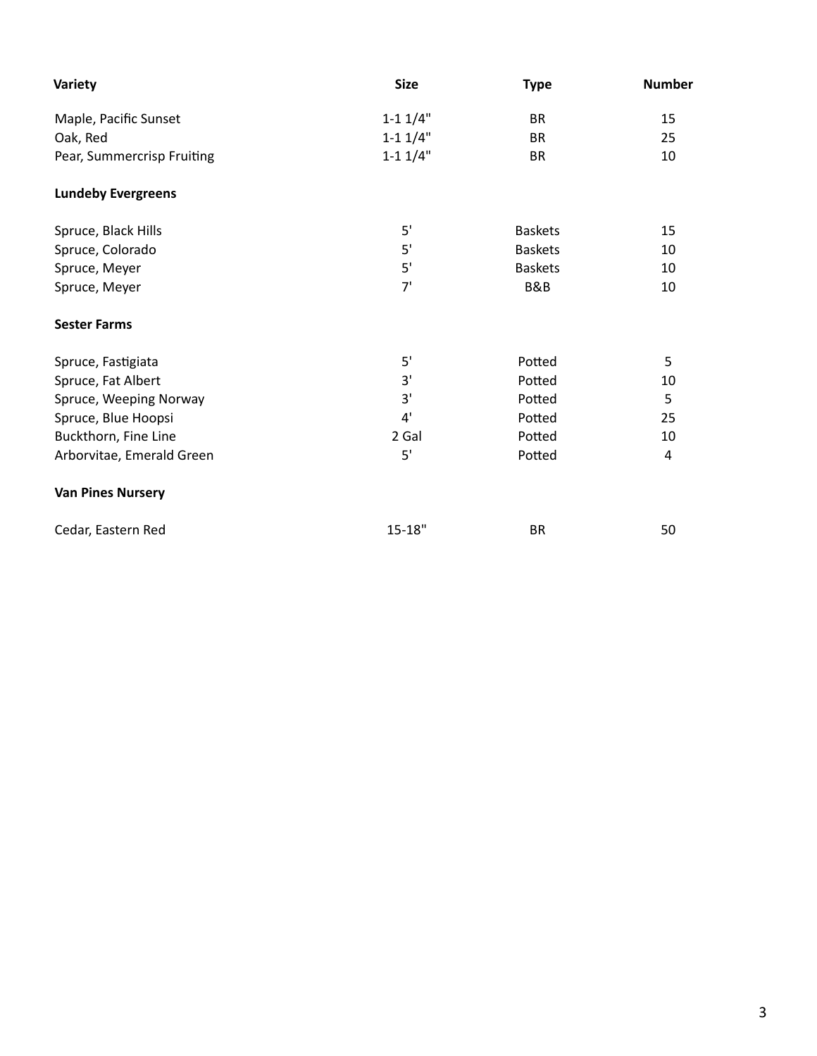| Variety | Size | Type | Number |
|---|---|---|---|
| Maple, Pacific Sunset | 1-1 1/4" | BR | 15 |
| Oak, Red | 1-1 1/4" | BR | 25 |
| Pear, Summercrisp Fruiting | 1-1 1/4" | BR | 10 |
| **Lundeby Evergreens** | | | |
| Spruce, Black Hills | 5' | Baskets | 15 |
| Spruce, Colorado | 5' | Baskets | 10 |
| Spruce, Meyer | 5' | Baskets | 10 |
| Spruce, Meyer | 7' | B&B | 10 |
| **Sester Farms** | | | |
| Spruce, Fastigiata | 5' | Potted | 5 |
| Spruce, Fat Albert | 3' | Potted | 10 |
| Spruce, Weeping Norway | 3' | Potted | 5 |
| Spruce, Blue Hoopsi | 4' | Potted | 25 |
| Buckthorn, Fine Line | 2 Gal | Potted | 10 |
| Arborvitae, Emerald Green | 5' | Potted | 4 |
| **Van Pines Nursery** | | | |
| Cedar, Eastern Red | 15-18" | BR | 50 |